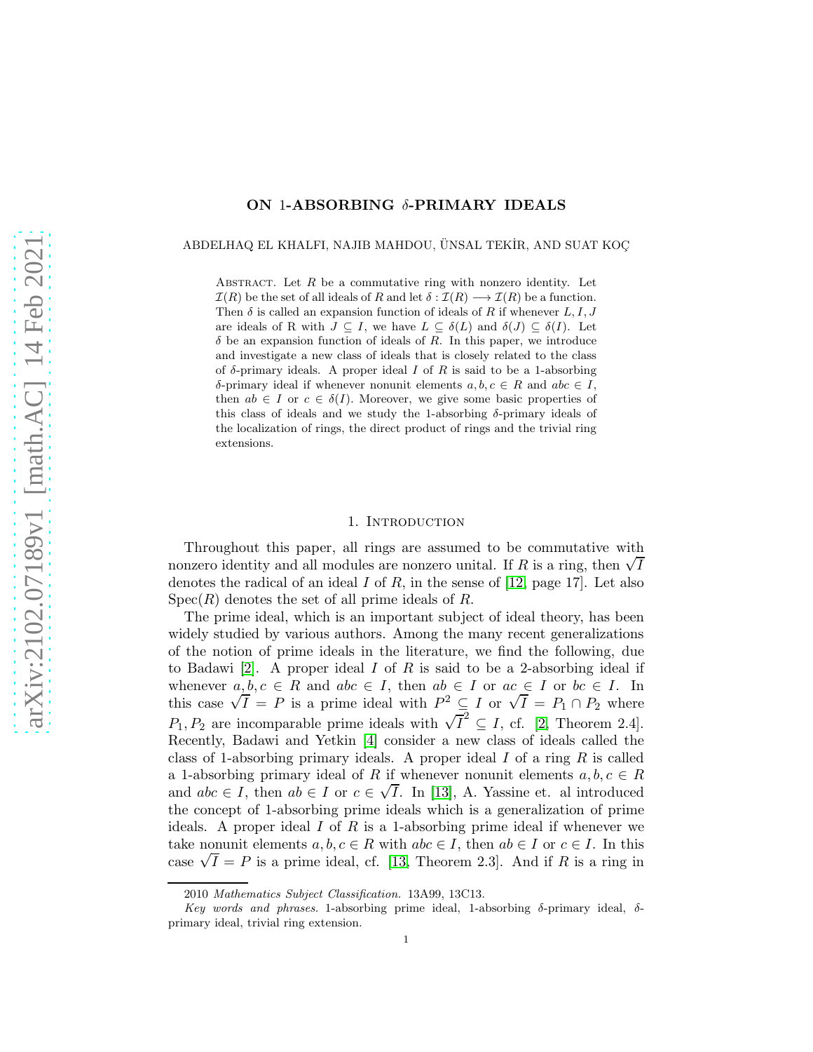# ON 1-ABSORBING $\delta$-PRIMARY IDEALS

ABDELHAQ EL KHALFI, NAJIB MAHDOU, ÜNSAL TEKİR, AND SUAT KOÇ

Abstract. Let $R$ be a commutative ring with nonzero identity. Let $\mathcal{I}(R)$ be the set of all ideals of $R$ and let $\delta : \mathcal{I}(R) \longrightarrow \mathcal{I}(R)$ be a function. Then $\delta$ is called an expansion function of ideals of $R$ if whenever $L, I, J$ are ideals of R with $J \subseteq I$, we have $L \subseteq \delta(L)$ and $\delta(J) \subseteq \delta(I)$. Let $\delta$ be an expansion function of ideals of $R$. In this paper, we introduce and investigate a new class of ideals that is closely related to the class of $\delta$-primary ideals. A proper ideal $I$ of $R$ is said to be a 1-absorbing $\delta$-primary ideal if whenever nonunit elements $a, b, c \in R$ and $abc \in I$, then $ab \in I$ or $c \in \delta(I)$. Moreover, we give some basic properties of this class of ideals and we study the 1-absorbing $\delta$-primary ideals of the localization of rings, the direct product of rings and the trivial ring extensions.

## 1. Introduction

Throughout this paper, all rings are assumed to be commutative with nonzero identity and all modules are nonzero unital. If $R$ is a ring, then $\sqrt{I}$ denotes the radical of an ideal $I$ of $R$, in the sense of [12, page 17]. Let also $\mathrm{Spec}(R)$ denotes the set of all prime ideals of $R$.

The prime ideal, which is an important subject of ideal theory, has been widely studied by various authors. Among the many recent generalizations of the notion of prime ideals in the literature, we find the following, due to Badawi [2]. A proper ideal $I$ of $R$ is said to be a 2-absorbing ideal if whenever $a, b, c \in R$ and $abc \in I$, then $ab \in I$ or $ac \in I$ or $bc \in I$. In this case $\sqrt{I} = P$ is a prime ideal with $P^2 \subseteq I$ or $\sqrt{I} = P_1 \cap P_2$ where $P_1, P_2$ are incomparable prime ideals with $\sqrt{I}^2 \subseteq I$, cf. [2, Theorem 2.4]. Recently, Badawi and Yetkin [4] consider a new class of ideals called the class of 1-absorbing primary ideals. A proper ideal $I$ of a ring $R$ is called a 1-absorbing primary ideal of $R$ if whenever nonunit elements $a, b, c \in R$ and $abc \in I$, then $ab \in I$ or $c \in \sqrt{I}$. In [13], A. Yassine et. al introduced the concept of 1-absorbing prime ideals which is a generalization of prime ideals. A proper ideal $I$ of $R$ is a 1-absorbing prime ideal if whenever we take nonunit elements $a, b, c \in R$ with $abc \in I$, then $ab \in I$ or $c \in I$. In this case $\sqrt{I} = P$ is a prime ideal, cf. [13, Theorem 2.3]. And if $R$ is a ring in

2010 *Mathematics Subject Classification.* 13A99, 13C13.

*Key words and phrases.* 1-absorbing prime ideal, 1-absorbing $\delta$-primary ideal, $\delta$-primary ideal, trivial ring extension.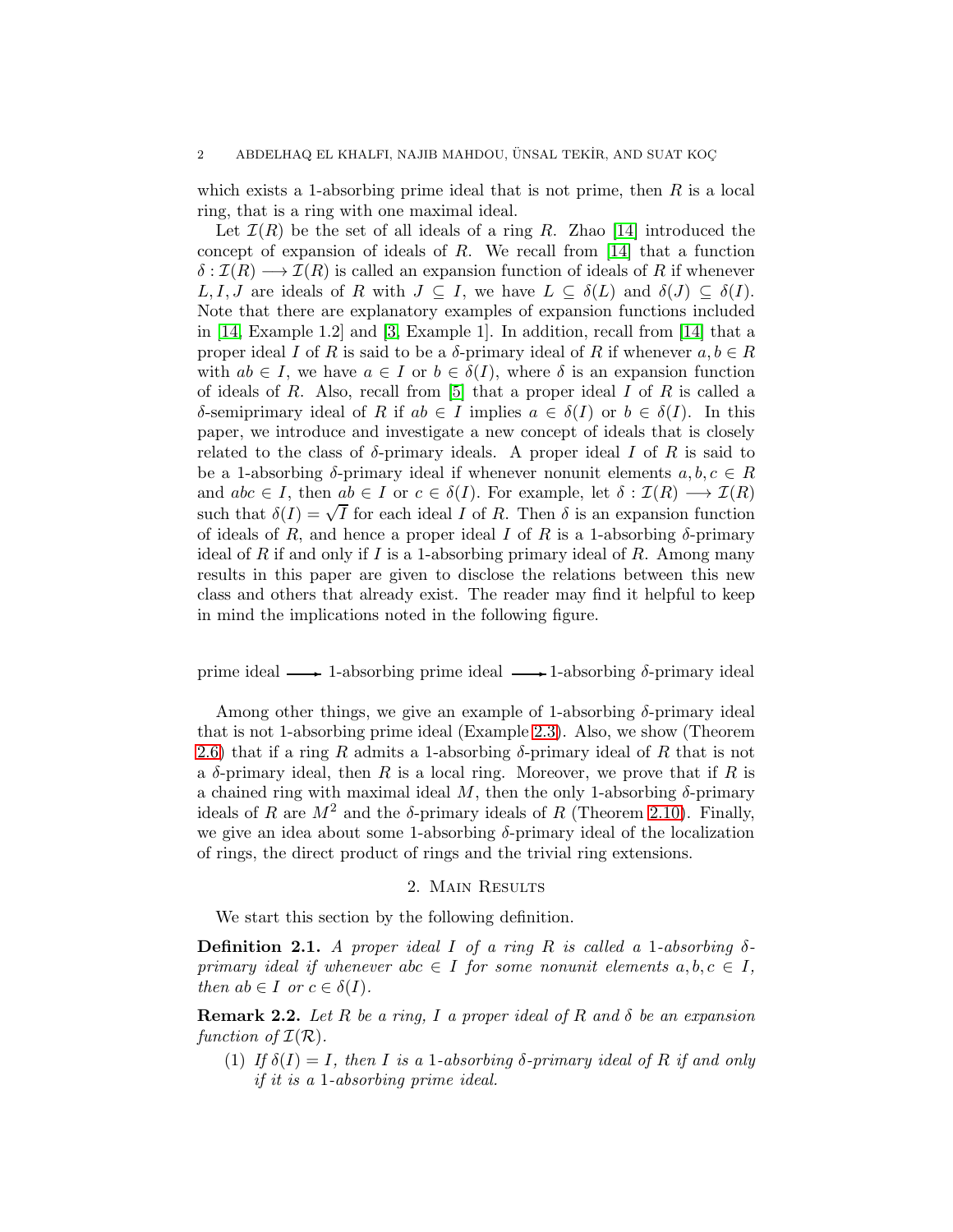which exists a 1-absorbing prime ideal that is not prime, then $R$ is a local ring, that is a ring with one maximal ideal.

Let $\mathcal{I}(R)$ be the set of all ideals of a ring $R$. Zhao [14] introduced the concept of expansion of ideals of $R$. We recall from [14] that a function $\delta : \mathcal{I}(R) \longrightarrow \mathcal{I}(R)$ is called an expansion function of ideals of $R$ if whenever $L, I, J$ are ideals of $R$ with $J \subseteq I$, we have $L \subseteq \delta(L)$ and $\delta(J) \subseteq \delta(I)$. Note that there are explanatory examples of expansion functions included in [14, Example 1.2] and [3, Example 1]. In addition, recall from [14] that a proper ideal $I$ of $R$ is said to be a $\delta$-primary ideal of $R$ if whenever $a, b \in R$ with $ab \in I$, we have $a \in I$ or $b \in \delta(I)$, where $\delta$ is an expansion function of ideals of $R$. Also, recall from [5] that a proper ideal $I$ of $R$ is called a $\delta$-semiprimary ideal of $R$ if $ab \in I$ implies $a \in \delta(I)$ or $b \in \delta(I)$. In this paper, we introduce and investigate a new concept of ideals that is closely related to the class of $\delta$-primary ideals. A proper ideal $I$ of $R$ is said to be a 1-absorbing $\delta$-primary ideal if whenever nonunit elements $a, b, c \in R$ and $abc \in I$, then $ab \in I$ or $c \in \delta(I)$. For example, let $\delta : \mathcal{I}(R) \longrightarrow \mathcal{I}(R)$ such that $\delta(I) = \sqrt{I}$ for each ideal $I$ of $R$. Then $\delta$ is an expansion function of ideals of $R$, and hence a proper ideal $I$ of $R$ is a 1-absorbing $\delta$-primary ideal of $R$ if and only if $I$ is a 1-absorbing primary ideal of $R$. Among many results in this paper are given to disclose the relations between this new class and others that already exist. The reader may find it helpful to keep in mind the implications noted in the following figure.

prime ideal $\longrightarrow$ 1-absorbing prime ideal $\longrightarrow$ 1-absorbing $\delta$-primary ideal

Among other things, we give an example of 1-absorbing $\delta$-primary ideal that is not 1-absorbing prime ideal (Example 2.3). Also, we show (Theorem 2.6) that if a ring $R$ admits a 1-absorbing $\delta$-primary ideal of $R$ that is not a $\delta$-primary ideal, then $R$ is a local ring. Moreover, we prove that if $R$ is a chained ring with maximal ideal $M$, then the only 1-absorbing $\delta$-primary ideals of $R$ are $M^2$ and the $\delta$-primary ideals of $R$ (Theorem 2.10). Finally, we give an idea about some 1-absorbing $\delta$-primary ideal of the localization of rings, the direct product of rings and the trivial ring extensions.

## 2. Main Results

We start this section by the following definition.

**Definition 2.1.** *A proper ideal $I$ of a ring $R$ is called a 1-absorbing $\delta$-primary ideal if whenever $abc \in I$ for some nonunit elements $a, b, c \in I$, then $ab \in I$ or $c \in \delta(I)$.*

**Remark 2.2.** *Let $R$ be a ring, $I$ a proper ideal of $R$ and $\delta$ be an expansion function of $\mathcal{I}(\mathcal{R})$.*

1. *If $\delta(I) = I$, then $I$ is a 1-absorbing $\delta$-primary ideal of $R$ if and only if it is a 1-absorbing prime ideal.*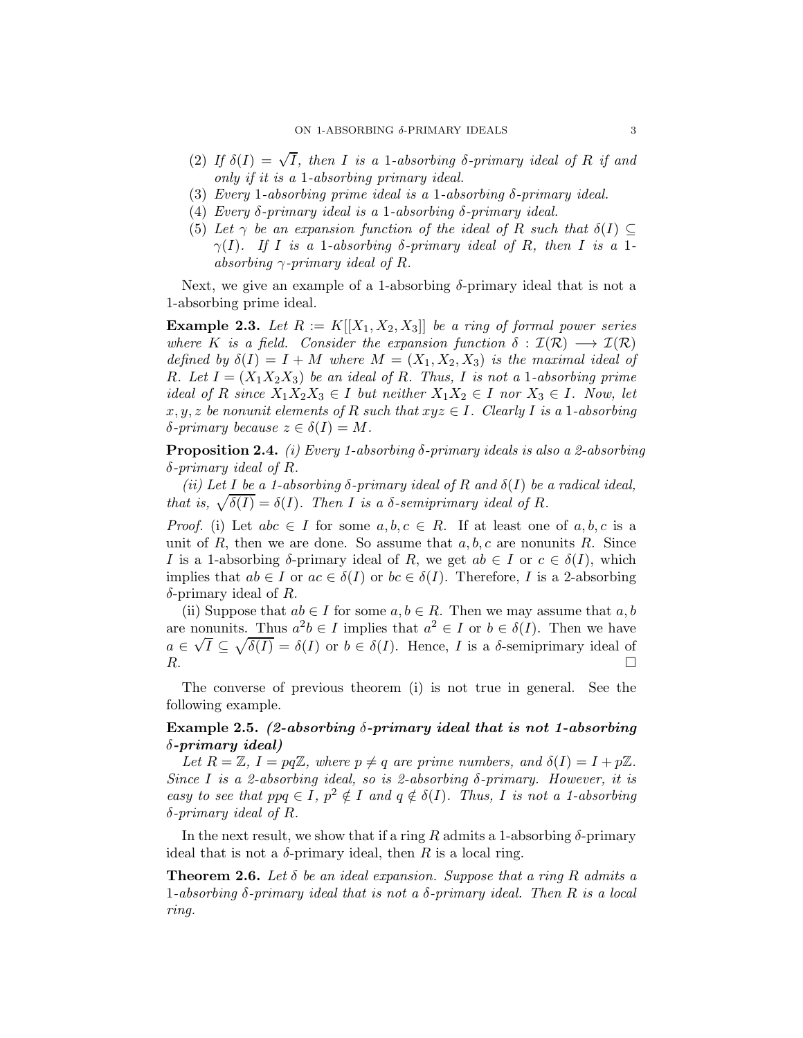(2) *If $\delta(I) = \sqrt{I}$, then $I$ is a 1-absorbing $\delta$-primary ideal of $R$ if and only if it is a 1-absorbing primary ideal.*

(3) *Every 1-absorbing prime ideal is a 1-absorbing $\delta$-primary ideal.*

(4) *Every $\delta$-primary ideal is a 1-absorbing $\delta$-primary ideal.*

(5) *Let $\gamma$ be an expansion function of the ideal of $R$ such that $\delta(I) \subseteq \gamma(I)$. If $I$ is a 1-absorbing $\delta$-primary ideal of $R$, then $I$ is a 1-absorbing $\gamma$-primary ideal of $R$.*

Next, we give an example of a 1-absorbing $\delta$-primary ideal that is not a 1-absorbing prime ideal.

**Example 2.3.** *Let $R := K[[X_1, X_2, X_3]]$ be a ring of formal power series where $K$ is a field. Consider the expansion function $\delta : \mathcal{I}(\mathcal{R}) \longrightarrow \mathcal{I}(\mathcal{R})$ defined by $\delta(I) = I + M$ where $M = (X_1, X_2, X_3)$ is the maximal ideal of $R$. Let $I = (X_1X_2X_3)$ be an ideal of $R$. Thus, $I$ is not a 1-absorbing prime ideal of $R$ since $X_1X_2X_3 \in I$ but neither $X_1X_2 \in I$ nor $X_3 \in I$. Now, let $x, y, z$ be nonunit elements of $R$ such that $xyz \in I$. Clearly $I$ is a 1-absorbing $\delta$-primary because $z \in \delta(I) = M$.*

**Proposition 2.4.** *(i) Every 1-absorbing $\delta$-primary ideals is also a 2-absorbing $\delta$-primary ideal of $R$.*

*(ii) Let $I$ be a 1-absorbing $\delta$-primary ideal of $R$ and $\delta(I)$ be a radical ideal, that is, $\sqrt{\delta(I)} = \delta(I)$. Then $I$ is a $\delta$-semiprimary ideal of $R$.*

*Proof.* (i) Let $abc \in I$ for some $a, b, c \in R$. If at least one of $a, b, c$ is a unit of $R$, then we are done. So assume that $a, b, c$ are nonunits $R$. Since $I$ is a 1-absorbing $\delta$-primary ideal of $R$, we get $ab \in I$ or $c \in \delta(I)$, which implies that $ab \in I$ or $ac \in \delta(I)$ or $bc \in \delta(I)$. Therefore, $I$ is a 2-absorbing $\delta$-primary ideal of $R$.

(ii) Suppose that $ab \in I$ for some $a, b \in R$. Then we may assume that $a, b$ are nonunits. Thus $a^2b \in I$ implies that $a^2 \in I$ or $b \in \delta(I)$. Then we have $a \in \sqrt{I} \subseteq \sqrt{\delta(I)} = \delta(I)$ or $b \in \delta(I)$. Hence, $I$ is a $\delta$-semiprimary ideal of $R$. □

The converse of previous theorem (i) is not true in general. See the following example.

**Example 2.5.** ***(2-absorbing $\delta$-primary ideal that is not 1-absorbing $\delta$-primary ideal)***

*Let $R = \mathbb{Z}$, $I = pq\mathbb{Z}$, where $p \neq q$ are prime numbers, and $\delta(I) = I + p\mathbb{Z}$. Since $I$ is a 2-absorbing ideal, so is 2-absorbing $\delta$-primary. However, it is easy to see that $ppq \in I$, $p^2 \notin I$ and $q \notin \delta(I)$. Thus, $I$ is not a 1-absorbing $\delta$-primary ideal of $R$.*

In the next result, we show that if a ring $R$ admits a 1-absorbing $\delta$-primary ideal that is not a $\delta$-primary ideal, then $R$ is a local ring.

**Theorem 2.6.** *Let $\delta$ be an ideal expansion. Suppose that a ring $R$ admits a 1-absorbing $\delta$-primary ideal that is not a $\delta$-primary ideal. Then $R$ is a local ring.*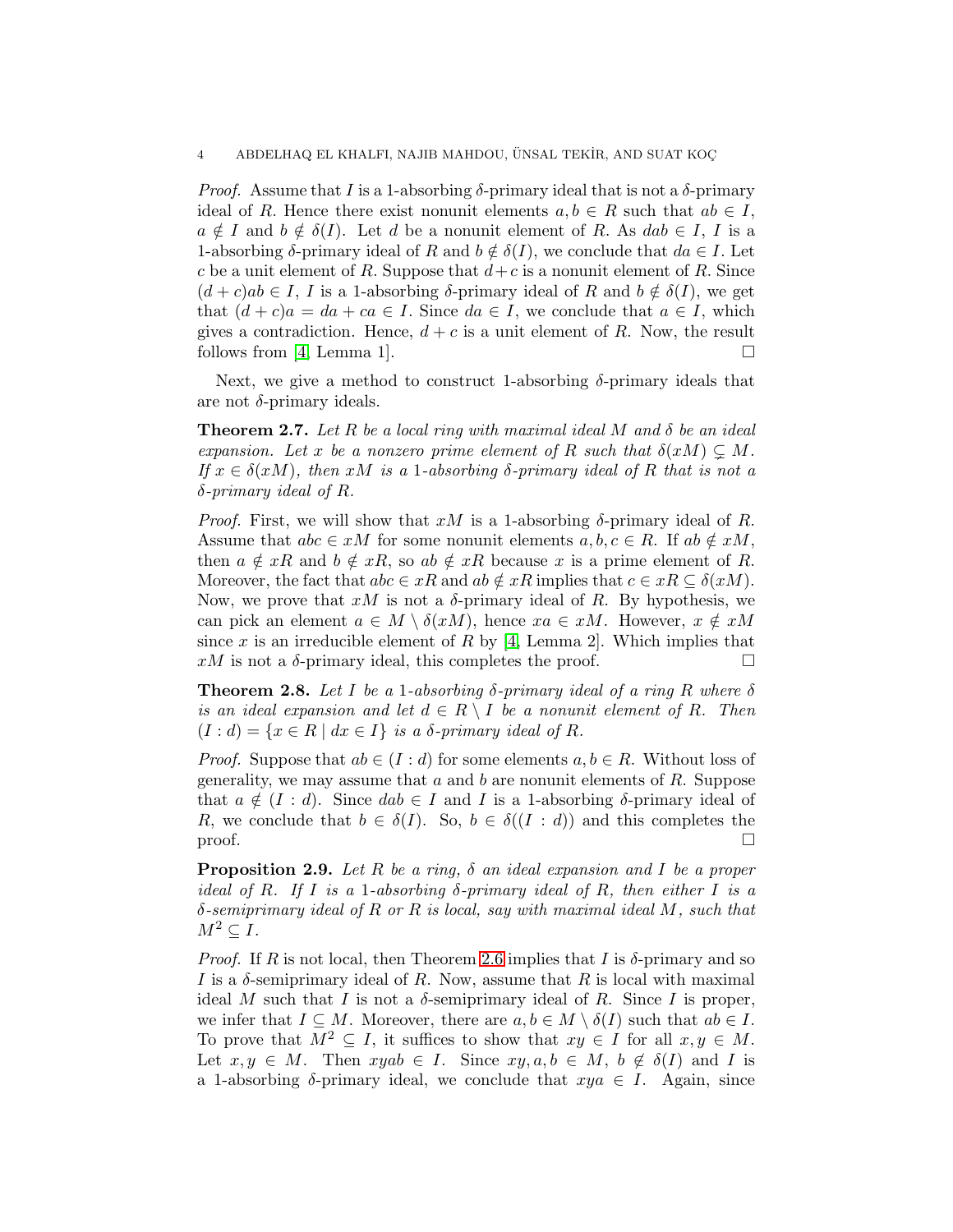*Proof.* Assume that $I$ is a 1-absorbing $\delta$-primary ideal that is not a $\delta$-primary ideal of $R$. Hence there exist nonunit elements $a, b \in R$ such that $ab \in I$, $a \notin I$ and $b \notin \delta(I)$. Let $d$ be a nonunit element of $R$. As $dab \in I$, $I$ is a 1-absorbing $\delta$-primary ideal of $R$ and $b \notin \delta(I)$, we conclude that $da \in I$. Let $c$ be a unit element of $R$. Suppose that $d+c$ is a nonunit element of $R$. Since $(d+c)ab \in I$, $I$ is a 1-absorbing $\delta$-primary ideal of $R$ and $b \notin \delta(I)$, we get that $(d+c)a = da + ca \in I$. Since $da \in I$, we conclude that $a \in I$, which gives a contradiction. Hence, $d + c$ is a unit element of $R$. Now, the result follows from [4, Lemma 1]. $\square$

Next, we give a method to construct 1-absorbing $\delta$-primary ideals that are not $\delta$-primary ideals.

**Theorem 2.7.** *Let $R$ be a local ring with maximal ideal $M$ and $\delta$ be an ideal expansion. Let $x$ be a nonzero prime element of $R$ such that $\delta(xM) \subsetneq M$. If $x \in \delta(xM)$, then $xM$ is a 1-absorbing $\delta$-primary ideal of $R$ that is not a $\delta$-primary ideal of $R$.*

*Proof.* First, we will show that $xM$ is a 1-absorbing $\delta$-primary ideal of $R$. Assume that $abc \in xM$ for some nonunit elements $a, b, c \in R$. If $ab \notin xM$, then $a \notin xR$ and $b \notin xR$, so $ab \notin xR$ because $x$ is a prime element of $R$. Moreover, the fact that $abc \in xR$ and $ab \notin xR$ implies that $c \in xR \subseteq \delta(xM)$. Now, we prove that $xM$ is not a $\delta$-primary ideal of $R$. By hypothesis, we can pick an element $a \in M \setminus \delta(xM)$, hence $xa \in xM$. However, $x \notin xM$ since $x$ is an irreducible element of $R$ by [4, Lemma 2]. Which implies that $xM$ is not a $\delta$-primary ideal, this completes the proof. $\square$

**Theorem 2.8.** *Let $I$ be a 1-absorbing $\delta$-primary ideal of a ring $R$ where $\delta$ is an ideal expansion and let $d \in R \setminus I$ be a nonunit element of $R$. Then $(I : d) = \{x \in R \mid dx \in I\}$ is a $\delta$-primary ideal of $R$.*

*Proof.* Suppose that $ab \in (I : d)$ for some elements $a, b \in R$. Without loss of generality, we may assume that $a$ and $b$ are nonunit elements of $R$. Suppose that $a \notin (I : d)$. Since $dab \in I$ and $I$ is a 1-absorbing $\delta$-primary ideal of $R$, we conclude that $b \in \delta(I)$. So, $b \in \delta((I : d))$ and this completes the proof. $\square$

**Proposition 2.9.** *Let $R$ be a ring, $\delta$ an ideal expansion and $I$ be a proper ideal of $R$. If $I$ is a 1-absorbing $\delta$-primary ideal of $R$, then either $I$ is a $\delta$-semiprimary ideal of $R$ or $R$ is local, say with maximal ideal $M$, such that $M^2 \subseteq I$.*

*Proof.* If $R$ is not local, then Theorem 2.6 implies that $I$ is $\delta$-primary and so $I$ is a $\delta$-semiprimary ideal of $R$. Now, assume that $R$ is local with maximal ideal $M$ such that $I$ is not a $\delta$-semiprimary ideal of $R$. Since $I$ is proper, we infer that $I \subseteq M$. Moreover, there are $a, b \in M \setminus \delta(I)$ such that $ab \in I$. To prove that $M^2 \subseteq I$, it suffices to show that $xy \in I$ for all $x, y \in M$. Let $x, y \in M$. Then $xyab \in I$. Since $xy, a, b \in M$, $b \notin \delta(I)$ and $I$ is a 1-absorbing $\delta$-primary ideal, we conclude that $xya \in I$. Again, since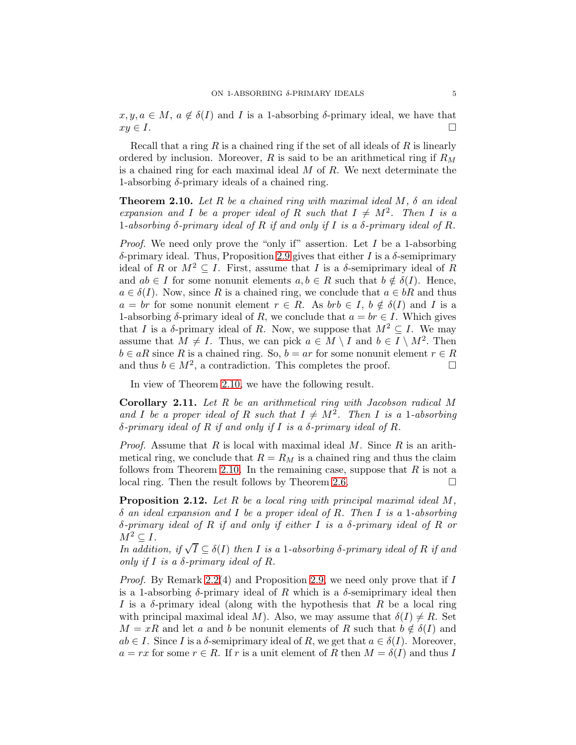$x, y, a \in M$, $a \notin \delta(I)$ and $I$ is a 1-absorbing $\delta$-primary ideal, we have that $xy \in I$. $\square$

Recall that a ring $R$ is a chained ring if the set of all ideals of $R$ is linearly ordered by inclusion. Moreover, $R$ is said to be an arithmetical ring if $R_M$ is a chained ring for each maximal ideal $M$ of $R$. We next determine the 1-absorbing $\delta$-primary ideals of a chained ring.

**Theorem 2.10.** *Let $R$ be a chained ring with maximal ideal $M$, $\delta$ an ideal expansion and $I$ be a proper ideal of $R$ such that $I \neq M^2$. Then $I$ is a 1-absorbing $\delta$-primary ideal of $R$ if and only if $I$ is a $\delta$-primary ideal of $R$.*

*Proof.* We need only prove the "only if" assertion. Let $I$ be a 1-absorbing $\delta$-primary ideal. Thus, Proposition 2.9 gives that either $I$ is a $\delta$-semiprimary ideal of $R$ or $M^2 \subseteq I$. First, assume that $I$ is a $\delta$-semiprimary ideal of $R$ and $ab \in I$ for some nonunit elements $a, b \in R$ such that $b \notin \delta(I)$. Hence, $a \in \delta(I)$. Now, since $R$ is a chained ring, we conclude that $a \in bR$ and thus $a = br$ for some nonunit element $r \in R$. As $brb \in I$, $b \notin \delta(I)$ and $I$ is a 1-absorbing $\delta$-primary ideal of $R$, we conclude that $a = br \in I$. Which gives that $I$ is a $\delta$-primary ideal of $R$. Now, we suppose that $M^2 \subseteq I$. We may assume that $M \neq I$. Thus, we can pick $a \in M \setminus I$ and $b \in I \setminus M^2$. Then $b \in aR$ since $R$ is a chained ring. So, $b = ar$ for some nonunit element $r \in R$ and thus $b \in M^2$, a contradiction. This completes the proof. $\square$

In view of Theorem 2.10, we have the following result.

**Corollary 2.11.** *Let $R$ be an arithmetical ring with Jacobson radical $M$ and $I$ be a proper ideal of $R$ such that $I \neq M^2$. Then $I$ is a 1-absorbing $\delta$-primary ideal of $R$ if and only if $I$ is a $\delta$-primary ideal of $R$.*

*Proof.* Assume that $R$ is local with maximal ideal $M$. Since $R$ is an arithmetical ring, we conclude that $R = R_M$ is a chained ring and thus the claim follows from Theorem 2.10. In the remaining case, suppose that $R$ is not a local ring. Then the result follows by Theorem 2.6. $\square$

**Proposition 2.12.** *Let $R$ be a local ring with principal maximal ideal $M$, $\delta$ an ideal expansion and $I$ be a proper ideal of $R$. Then $I$ is a 1-absorbing $\delta$-primary ideal of $R$ if and only if either $I$ is a $\delta$-primary ideal of $R$ or $M^2 \subseteq I$.*
*In addition, if $\sqrt{I} \subseteq \delta(I)$ then $I$ is a 1-absorbing $\delta$-primary ideal of $R$ if and only if $I$ is a $\delta$-primary ideal of $R$.*

*Proof.* By Remark 2.2(4) and Proposition 2.9, we need only prove that if $I$ is a 1-absorbing $\delta$-primary ideal of $R$ which is a $\delta$-semiprimary ideal then $I$ is a $\delta$-primary ideal (along with the hypothesis that $R$ be a local ring with principal maximal ideal $M$). Also, we may assume that $\delta(I) \neq R$. Set $M = xR$ and let $a$ and $b$ be nonunit elements of $R$ such that $b \notin \delta(I)$ and $ab \in I$. Since $I$ is a $\delta$-semiprimary ideal of $R$, we get that $a \in \delta(I)$. Moreover, $a = rx$ for some $r \in R$. If $r$ is a unit element of $R$ then $M = \delta(I)$ and thus $I$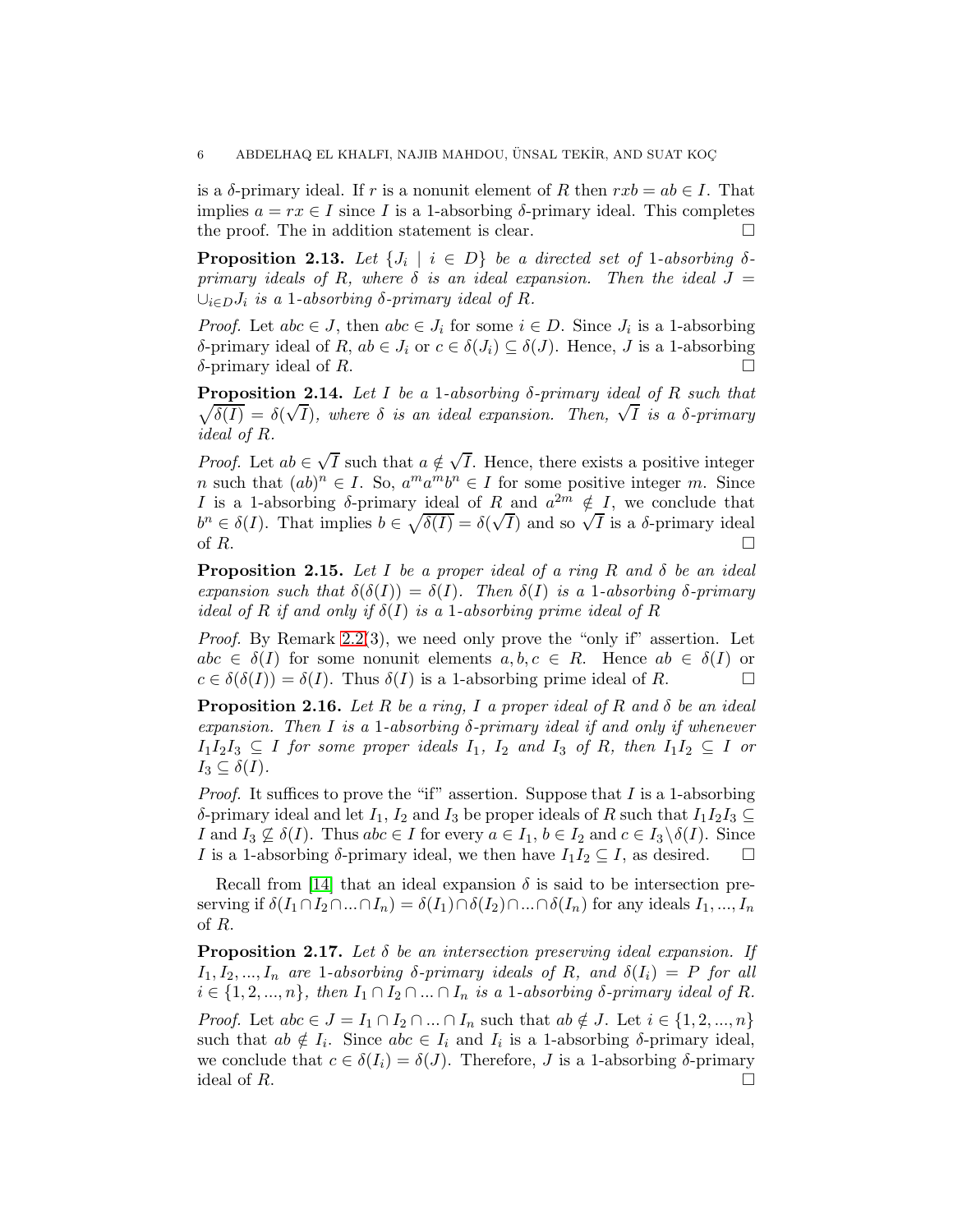is a $\delta$-primary ideal. If $r$ is a nonunit element of $R$ then $rxb = ab \in I$. That implies $a = rx \in I$ since $I$ is a 1-absorbing $\delta$-primary ideal. This completes the proof. The in addition statement is clear. $\square$

**Proposition 2.13.** *Let $\{J_i \mid i \in D\}$ be a directed set of 1-absorbing $\delta$-primary ideals of $R$, where $\delta$ is an ideal expansion. Then the ideal $J = \cup_{i\in D} J_i$ is a 1-absorbing $\delta$-primary ideal of $R$.*

*Proof.* Let $abc \in J$, then $abc \in J_i$ for some $i \in D$. Since $J_i$ is a 1-absorbing $\delta$-primary ideal of $R$, $ab \in J_i$ or $c \in \delta(J_i) \subseteq \delta(J)$. Hence, $J$ is a 1-absorbing $\delta$-primary ideal of $R$. $\square$

**Proposition 2.14.** *Let $I$ be a 1-absorbing $\delta$-primary ideal of $R$ such that $\sqrt{\delta(I)} = \delta(\sqrt{I})$, where $\delta$ is an ideal expansion. Then, $\sqrt{I}$ is a $\delta$-primary ideal of $R$.*

*Proof.* Let $ab \in \sqrt{I}$ such that $a \notin \sqrt{I}$. Hence, there exists a positive integer $n$ such that $(ab)^n \in I$. So, $a^m a^m b^n \in I$ for some positive integer $m$. Since $I$ is a 1-absorbing $\delta$-primary ideal of $R$ and $a^{2m} \notin I$, we conclude that $b^n \in \delta(I)$. That implies $b \in \sqrt{\delta(I)} = \delta(\sqrt{I})$ and so $\sqrt{I}$ is a $\delta$-primary ideal of $R$. $\square$

**Proposition 2.15.** *Let $I$ be a proper ideal of a ring $R$ and $\delta$ be an ideal expansion such that $\delta(\delta(I)) = \delta(I)$. Then $\delta(I)$ is a 1-absorbing $\delta$-primary ideal of $R$ if and only if $\delta(I)$ is a 1-absorbing prime ideal of $R$*

*Proof.* By Remark 2.2(3), we need only prove the "only if" assertion. Let $abc \in \delta(I)$ for some nonunit elements $a, b, c \in R$. Hence $ab \in \delta(I)$ or $c \in \delta(\delta(I)) = \delta(I)$. Thus $\delta(I)$ is a 1-absorbing prime ideal of $R$. $\square$

**Proposition 2.16.** *Let $R$ be a ring, $I$ a proper ideal of $R$ and $\delta$ be an ideal expansion. Then $I$ is a 1-absorbing $\delta$-primary ideal if and only if whenever $I_1 I_2 I_3 \subseteq I$ for some proper ideals $I_1$, $I_2$ and $I_3$ of $R$, then $I_1 I_2 \subseteq I$ or $I_3 \subseteq \delta(I)$.*

*Proof.* It suffices to prove the "if" assertion. Suppose that $I$ is a 1-absorbing $\delta$-primary ideal and let $I_1$, $I_2$ and $I_3$ be proper ideals of $R$ such that $I_1 I_2 I_3 \subseteq I$ and $I_3 \nsubseteq \delta(I)$. Thus $abc \in I$ for every $a \in I_1$, $b \in I_2$ and $c \in I_3 \setminus \delta(I)$. Since $I$ is a 1-absorbing $\delta$-primary ideal, we then have $I_1 I_2 \subseteq I$, as desired. $\square$

Recall from [14] that an ideal expansion $\delta$ is said to be intersection preserving if $\delta(I_1 \cap I_2 \cap ... \cap I_n) = \delta(I_1) \cap \delta(I_2) \cap ... \cap \delta(I_n)$ for any ideals $I_1, ..., I_n$ of $R$.

**Proposition 2.17.** *Let $\delta$ be an intersection preserving ideal expansion. If $I_1, I_2, ..., I_n$ are 1-absorbing $\delta$-primary ideals of $R$, and $\delta(I_i) = P$ for all $i \in \{1, 2, ..., n\}$, then $I_1 \cap I_2 \cap ... \cap I_n$ is a 1-absorbing $\delta$-primary ideal of $R$.*

*Proof.* Let $abc \in J = I_1 \cap I_2 \cap ... \cap I_n$ such that $ab \notin J$. Let $i \in \{1, 2, ..., n\}$ such that $ab \notin I_i$. Since $abc \in I_i$ and $I_i$ is a 1-absorbing $\delta$-primary ideal, we conclude that $c \in \delta(I_i) = \delta(J)$. Therefore, $J$ is a 1-absorbing $\delta$-primary ideal of $R$. $\square$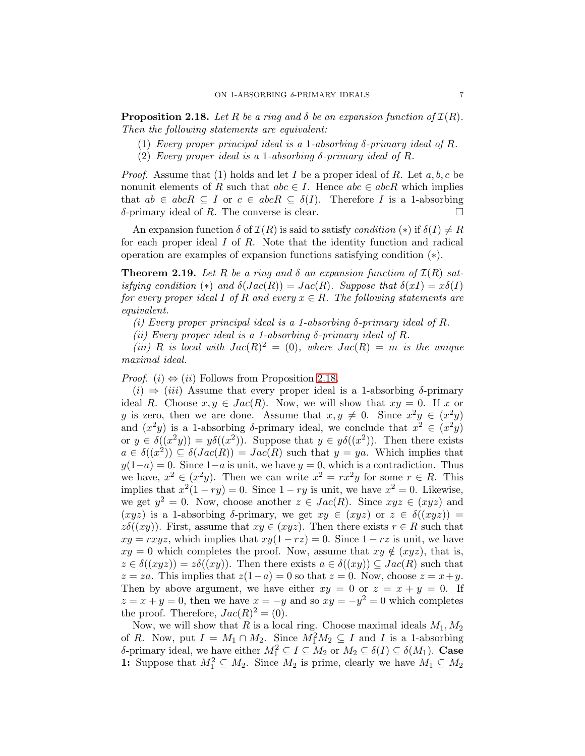**Proposition 2.18.** *Let $R$ be a ring and $\delta$ be an expansion function of $\mathcal{I}(R)$. Then the following statements are equivalent:*

1. *Every proper principal ideal is a 1-absorbing $\delta$-primary ideal of $R$.*
2. *Every proper ideal is a 1-absorbing $\delta$-primary ideal of $R$.*

*Proof.* Assume that (1) holds and let $I$ be a proper ideal of $R$. Let $a, b, c$ be nonunit elements of $R$ such that $abc \in I$. Hence $abc \in abcR$ which implies that $ab \in abcR \subseteq I$ or $c \in abcR \subseteq \delta(I)$. Therefore $I$ is a 1-absorbing $\delta$-primary ideal of $R$. The converse is clear. $\square$

An expansion function $\delta$ of $\mathcal{I}(R)$ is said to satisfy *condition* $(*)$ if $\delta(I) \neq R$ for each proper ideal $I$ of $R$. Note that the identity function and radical operation are examples of expansion functions satisfying condition $(*)$.

**Theorem 2.19.** *Let $R$ be a ring and $\delta$ an expansion function of $\mathcal{I}(R)$ satisfying condition $(*)$ and $\delta(Jac(R)) = Jac(R)$. Suppose that $\delta(xI) = x\delta(I)$ for every proper ideal $I$ of $R$ and every $x \in R$. The following statements are equivalent.*

*(i) Every proper principal ideal is a 1-absorbing $\delta$-primary ideal of $R$.*

*(ii) Every proper ideal is a 1-absorbing $\delta$-primary ideal of $R$.*

*(iii) $R$ is local with $Jac(R)^2 = (0)$, where $Jac(R) = m$ is the unique maximal ideal.*

*Proof.* $(i) \Leftrightarrow (ii)$ Follows from Proposition 2.18.

$(i) \Rightarrow (iii)$ Assume that every proper ideal is a 1-absorbing $\delta$-primary ideal $R$. Choose $x, y \in Jac(R)$. Now, we will show that $xy = 0$. If $x$ or $y$ is zero, then we are done. Assume that $x, y \neq 0$. Since $x^2y \in (x^2y)$ and $(x^2y)$ is a 1-absorbing $\delta$-primary ideal, we conclude that $x^2 \in (x^2y)$ or $y \in \delta((x^2y)) = y\delta((x^2))$. Suppose that $y \in y\delta((x^2))$. Then there exists $a \in \delta((x^2)) \subseteq \delta(Jac(R)) = Jac(R)$ such that $y = ya$. Which implies that $y(1-a) = 0$. Since $1-a$ is unit, we have $y = 0$, which is a contradiction. Thus we have, $x^2 \in (x^2y)$. Then we can write $x^2 = rx^2y$ for some $r \in R$. This implies that $x^2(1-ry) = 0$. Since $1-ry$ is unit, we have $x^2 = 0$. Likewise, we get $y^2 = 0$. Now, choose another $z \in Jac(R)$. Since $xyz \in (xyz)$ and $(xyz)$ is a 1-absorbing $\delta$-primary, we get $xy \in (xyz)$ or $z \in \delta((xyz)) = z\delta((xy))$. First, assume that $xy \in (xyz)$. Then there exists $r \in R$ such that $xy = rxyz$, which implies that $xy(1-rz) = 0$. Since $1-rz$ is unit, we have $xy = 0$ which completes the proof. Now, assume that $xy \notin (xyz)$, that is, $z \in \delta((xyz)) = z\delta((xy))$. Then there exists $a \in \delta((xy)) \subseteq Jac(R)$ such that $z = za$. This implies that $z(1-a) = 0$ so that $z = 0$. Now, choose $z = x+y$. Then by above argument, we have either $xy = 0$ or $z = x+y = 0$. If $z = x+y = 0$, then we have $x = -y$ and so $xy = -y^2 = 0$ which completes the proof. Therefore, $Jac(R)^2 = (0)$.

Now, we will show that $R$ is a local ring. Choose maximal ideals $M_1, M_2$ of $R$. Now, put $I = M_1 \cap M_2$. Since $M_1^2M_2 \subseteq I$ and $I$ is a 1-absorbing $\delta$-primary ideal, we have either $M_1^2 \subseteq I \subseteq M_2$ or $M_2 \subseteq \delta(I) \subseteq \delta(M_1)$. **Case 1:** Suppose that $M_1^2 \subseteq M_2$. Since $M_2$ is prime, clearly we have $M_1 \subseteq M_2$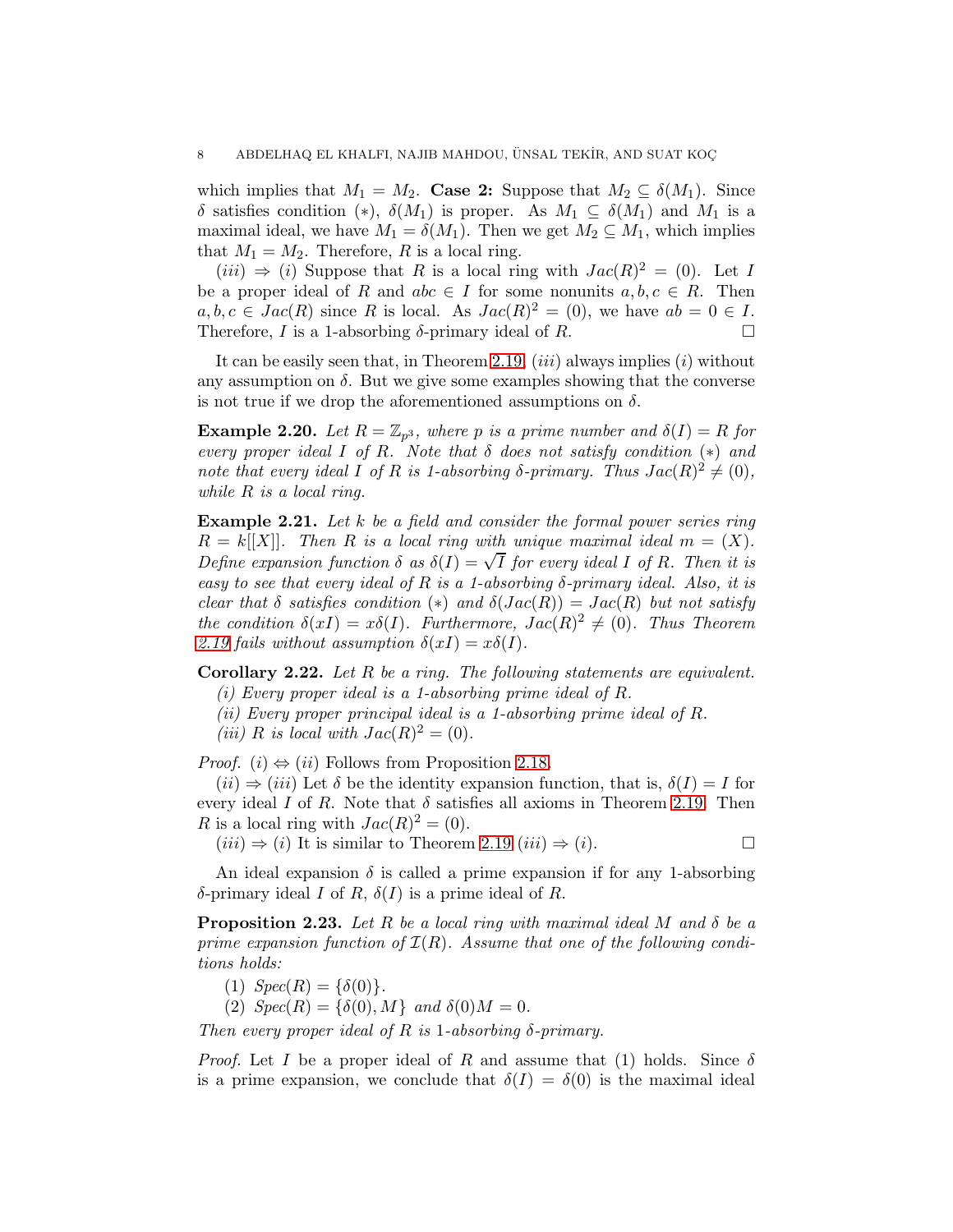which implies that $M_1 = M_2$. **Case 2:** Suppose that $M_2 \subseteq \delta(M_1)$. Since $\delta$ satisfies condition $(*)$, $\delta(M_1)$ is proper. As $M_1 \subseteq \delta(M_1)$ and $M_1$ is a maximal ideal, we have $M_1 = \delta(M_1)$. Then we get $M_2 \subseteq M_1$, which implies that $M_1 = M_2$. Therefore, $R$ is a local ring.

$(iii) \Rightarrow (i)$ Suppose that $R$ is a local ring with $Jac(R)^2 = (0)$. Let $I$ be a proper ideal of $R$ and $abc \in I$ for some nonunits $a, b, c \in R$. Then $a, b, c \in Jac(R)$ since $R$ is local. As $Jac(R)^2 = (0)$, we have $ab = 0 \in I$. Therefore, $I$ is a 1-absorbing $\delta$-primary ideal of $R$. □

It can be easily seen that, in Theorem 2.19, $(iii)$ always implies $(i)$ without any assumption on $\delta$. But we give some examples showing that the converse is not true if we drop the aforementioned assumptions on $\delta$.

**Example 2.20.** *Let $R = \mathbb{Z}_{p^3}$, where $p$ is a prime number and $\delta(I) = R$ for every proper ideal $I$ of $R$. Note that $\delta$ does not satisfy condition $(*)$ and note that every ideal $I$ of $R$ is 1-absorbing $\delta$-primary. Thus $Jac(R)^2 \neq (0)$, while $R$ is a local ring.*

**Example 2.21.** *Let $k$ be a field and consider the formal power series ring $R = k[[X]]$. Then $R$ is a local ring with unique maximal ideal $m = (X)$. Define expansion function $\delta$ as $\delta(I) = \sqrt{I}$ for every ideal $I$ of $R$. Then it is easy to see that every ideal of $R$ is a 1-absorbing $\delta$-primary ideal. Also, it is clear that $\delta$ satisfies condition $(*)$ and $\delta(Jac(R)) = Jac(R)$ but not satisfy the condition $\delta(xI) = x\delta(I)$. Furthermore, $Jac(R)^2 \neq (0)$. Thus Theorem 2.19 fails without assumption $\delta(xI) = x\delta(I)$.*

**Corollary 2.22.** *Let $R$ be a ring. The following statements are equivalent.*
*(i) Every proper ideal is a 1-absorbing prime ideal of $R$.*
*(ii) Every proper principal ideal is a 1-absorbing prime ideal of $R$.*
*(iii) $R$ is local with $Jac(R)^2 = (0)$.*

*Proof.* $(i) \Leftrightarrow (ii)$ Follows from Proposition 2.18.

$(ii) \Rightarrow (iii)$ Let $\delta$ be the identity expansion function, that is, $\delta(I) = I$ for every ideal $I$ of $R$. Note that $\delta$ satisfies all axioms in Theorem 2.19. Then $R$ is a local ring with $Jac(R)^2 = (0)$.

$(iii) \Rightarrow (i)$ It is similar to Theorem 2.19 $(iii) \Rightarrow (i)$. □

An ideal expansion $\delta$ is called a prime expansion if for any 1-absorbing $\delta$-primary ideal $I$ of $R$, $\delta(I)$ is a prime ideal of $R$.

**Proposition 2.23.** *Let $R$ be a local ring with maximal ideal $M$ and $\delta$ be a prime expansion function of $\mathcal{I}(R)$. Assume that one of the following conditions holds:*

1. *$Spec(R) = \{\delta(0)\}$.*
2. *$Spec(R) = \{\delta(0), M\}$ and $\delta(0)M = 0$.*

*Then every proper ideal of $R$ is 1-absorbing $\delta$-primary.*

*Proof.* Let $I$ be a proper ideal of $R$ and assume that (1) holds. Since $\delta$ is a prime expansion, we conclude that $\delta(I) = \delta(0)$ is the maximal ideal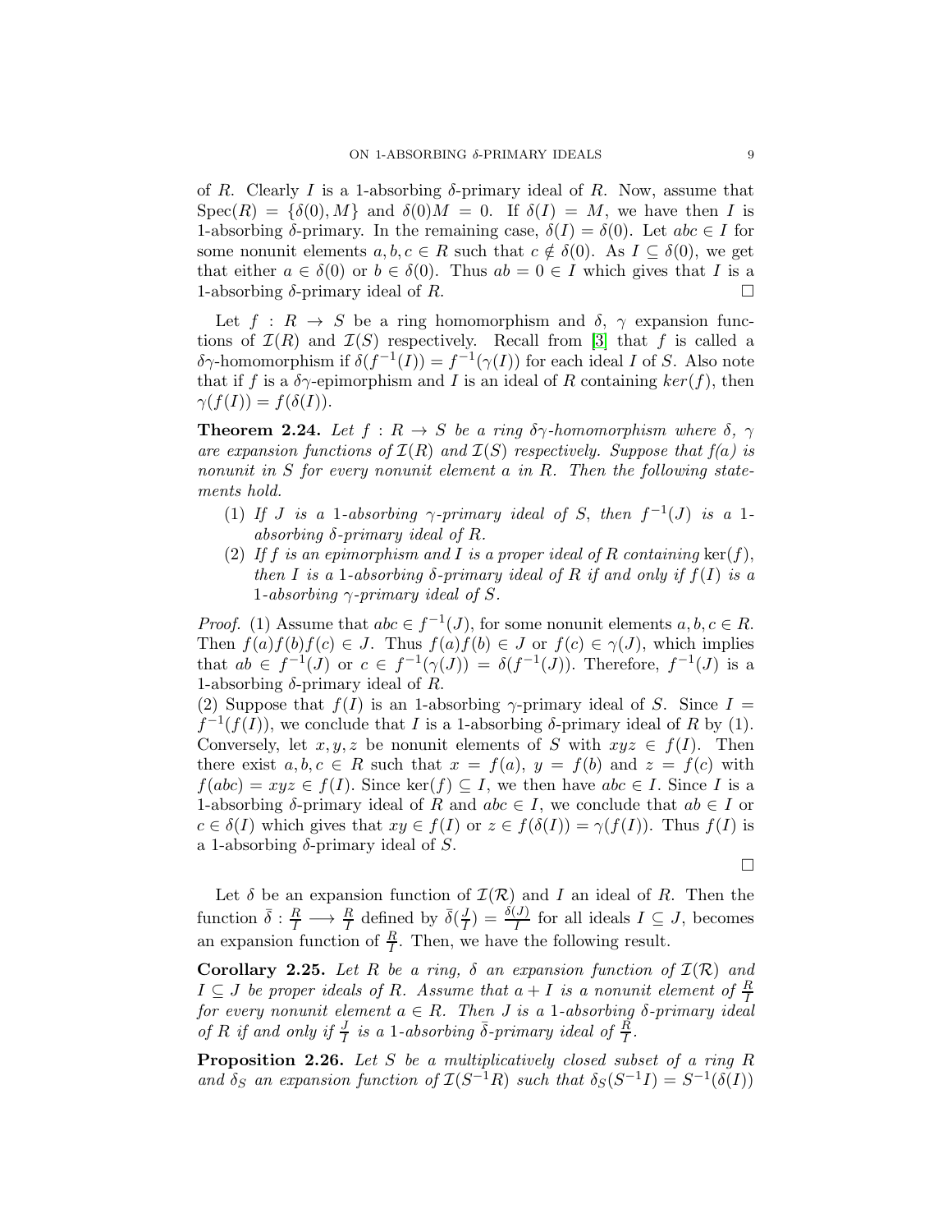of $R$. Clearly $I$ is a 1-absorbing $\delta$-primary ideal of $R$. Now, assume that $\text{Spec}(R) = \{\delta(0), M\}$ and $\delta(0)M = 0$. If $\delta(I) = M$, we have then $I$ is 1-absorbing $\delta$-primary. In the remaining case, $\delta(I) = \delta(0)$. Let $abc \in I$ for some nonunit elements $a, b, c \in R$ such that $c \notin \delta(0)$. As $I \subseteq \delta(0)$, we get that either $a \in \delta(0)$ or $b \in \delta(0)$. Thus $ab = 0 \in I$ which gives that $I$ is a 1-absorbing $\delta$-primary ideal of $R$. □

Let $f : R \to S$ be a ring homomorphism and $\delta$, $\gamma$ expansion functions of $\mathcal{I}(R)$ and $\mathcal{I}(S)$ respectively. Recall from [3] that $f$ is called a $\delta\gamma$-homomorphism if $\delta(f^{-1}(I)) = f^{-1}(\gamma(I))$ for each ideal $I$ of $S$. Also note that if $f$ is a $\delta\gamma$-epimorphism and $I$ is an ideal of $R$ containing $ker(f)$, then $\gamma(f(I)) = f(\delta(I))$.

**Theorem 2.24.** *Let $f : R \to S$ be a ring $\delta\gamma$-homomorphism where $\delta$, $\gamma$ are expansion functions of $\mathcal{I}(R)$ and $\mathcal{I}(S)$ respectively. Suppose that $f(a)$ is nonunit in $S$ for every nonunit element $a$ in $R$. Then the following statements hold.*

1. *If $J$ is a 1-absorbing $\gamma$-primary ideal of $S$, then $f^{-1}(J)$ is a 1-absorbing $\delta$-primary ideal of $R$.*
2. *If $f$ is an epimorphism and $I$ is a proper ideal of $R$ containing $\ker(f)$, then $I$ is a 1-absorbing $\delta$-primary ideal of $R$ if and only if $f(I)$ is a 1-absorbing $\gamma$-primary ideal of $S$.*

*Proof.* (1) Assume that $abc \in f^{-1}(J)$, for some nonunit elements $a, b, c \in R$. Then $f(a)f(b)f(c) \in J$. Thus $f(a)f(b) \in J$ or $f(c) \in \gamma(J)$, which implies that $ab \in f^{-1}(J)$ or $c \in f^{-1}(\gamma(J)) = \delta(f^{-1}(J))$. Therefore, $f^{-1}(J)$ is a 1-absorbing $\delta$-primary ideal of $R$.

(2) Suppose that $f(I)$ is an 1-absorbing $\gamma$-primary ideal of $S$. Since $I = f^{-1}(f(I))$, we conclude that $I$ is a 1-absorbing $\delta$-primary ideal of $R$ by (1). Conversely, let $x, y, z$ be nonunit elements of $S$ with $xyz \in f(I)$. Then there exist $a, b, c \in R$ such that $x = f(a)$, $y = f(b)$ and $z = f(c)$ with $f(abc) = xyz \in f(I)$. Since $\ker(f) \subseteq I$, we then have $abc \in I$. Since $I$ is a 1-absorbing $\delta$-primary ideal of $R$ and $abc \in I$, we conclude that $ab \in I$ or $c \in \delta(I)$ which gives that $xy \in f(I)$ or $z \in f(\delta(I)) = \gamma(f(I))$. Thus $f(I)$ is a 1-absorbing $\delta$-primary ideal of $S$.

□

Let $\delta$ be an expansion function of $\mathcal{I}(\mathcal{R})$ and $I$ an ideal of $R$. Then the function $\bar{\delta} : \frac{R}{I} \longrightarrow \frac{R}{I}$ defined by $\bar{\delta}(\frac{J}{I}) = \frac{\delta(J)}{I}$ for all ideals $I \subseteq J$, becomes an expansion function of $\frac{R}{I}$. Then, we have the following result.

**Corollary 2.25.** *Let $R$ be a ring, $\delta$ an expansion function of $\mathcal{I}(\mathcal{R})$ and $I \subseteq J$ be proper ideals of $R$. Assume that $a + I$ is a nonunit element of $\frac{R}{I}$ for every nonunit element $a \in R$. Then $J$ is a 1-absorbing $\delta$-primary ideal of $R$ if and only if $\frac{J}{I}$ is a 1-absorbing $\bar{\delta}$-primary ideal of $\frac{R}{I}$.*

**Proposition 2.26.** *Let $S$ be a multiplicatively closed subset of a ring $R$ and $\delta_S$ an expansion function of $\mathcal{I}(S^{-1}R)$ such that $\delta_S(S^{-1}I) = S^{-1}(\delta(I))$*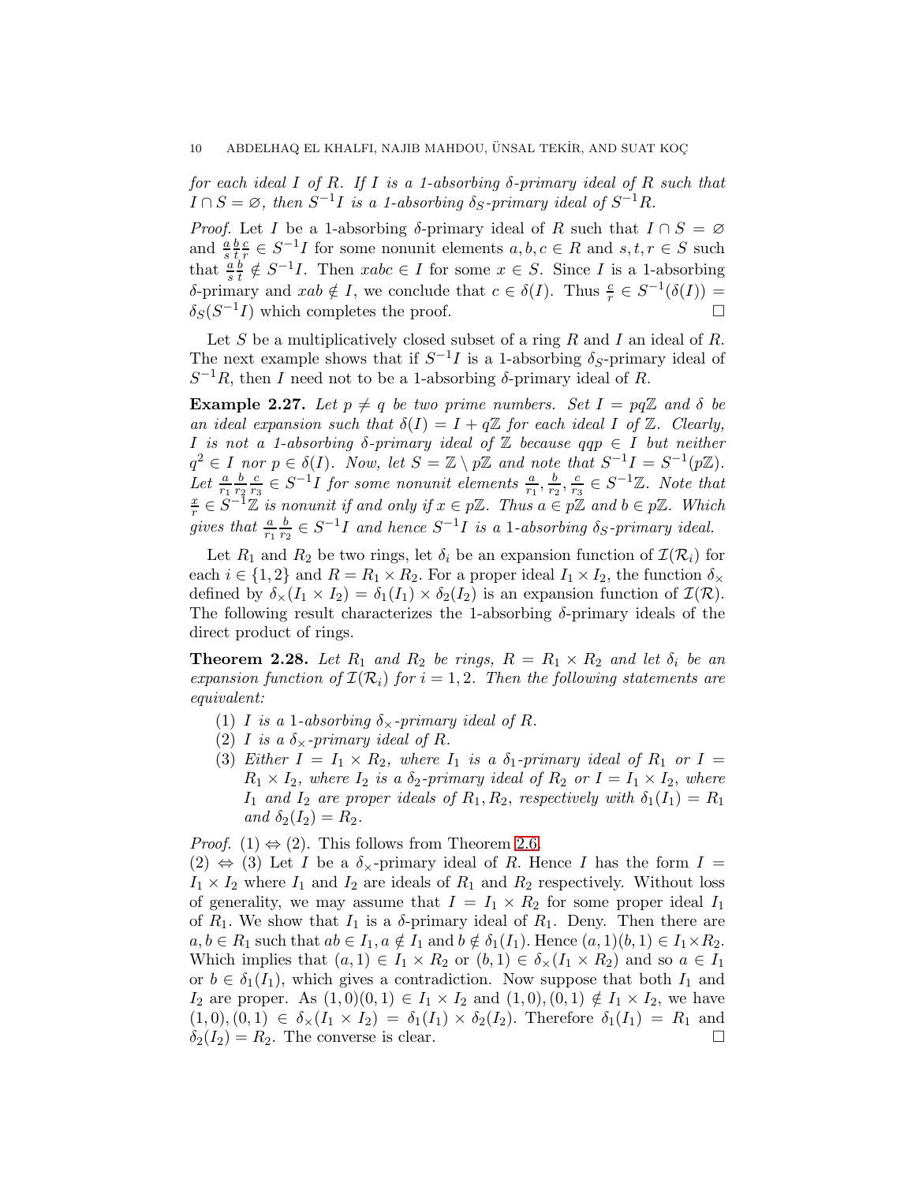*for each ideal $I$ of $R$. If $I$ is a 1-absorbing $\delta$-primary ideal of $R$ such that $I \cap S = \varnothing$, then $S^{-1}I$ is a 1-absorbing $\delta_S$-primary ideal of $S^{-1}R$.*

*Proof.* Let $I$ be a 1-absorbing $\delta$-primary ideal of $R$ such that $I \cap S = \varnothing$ and $\frac{a}{s}\frac{b}{t}\frac{c}{r} \in S^{-1}I$ for some nonunit elements $a, b, c \in R$ and $s, t, r \in S$ such that $\frac{a}{s}\frac{b}{t} \notin S^{-1}I$. Then $xabc \in I$ for some $x \in S$. Since $I$ is a 1-absorbing $\delta$-primary and $xab \notin I$, we conclude that $c \in \delta(I)$. Thus $\frac{c}{r} \in S^{-1}(\delta(I)) = \delta_S(S^{-1}I)$ which completes the proof. $\square$

Let $S$ be a multiplicatively closed subset of a ring $R$ and $I$ an ideal of $R$. The next example shows that if $S^{-1}I$ is a 1-absorbing $\delta_S$-primary ideal of $S^{-1}R$, then $I$ need not to be a 1-absorbing $\delta$-primary ideal of $R$.

**Example 2.27.** *Let $p \neq q$ be two prime numbers. Set $I = pq\mathbb{Z}$ and $\delta$ be an ideal expansion such that $\delta(I) = I + q\mathbb{Z}$ for each ideal $I$ of $\mathbb{Z}$. Clearly, $I$ is not a 1-absorbing $\delta$-primary ideal of $\mathbb{Z}$ because $qqp \in I$ but neither $q^2 \in I$ nor $p \in \delta(I)$. Now, let $S = \mathbb{Z} \setminus p\mathbb{Z}$ and note that $S^{-1}I = S^{-1}(p\mathbb{Z})$. Let $\frac{a}{r_1}\frac{b}{r_2}\frac{c}{r_3} \in S^{-1}I$ for some nonunit elements $\frac{a}{r_1}, \frac{b}{r_2}, \frac{c}{r_3} \in S^{-1}\mathbb{Z}$. Note that $\frac{x}{r} \in S^{-1}\mathbb{Z}$ is nonunit if and only if $x \in p\mathbb{Z}$. Thus $a \in p\mathbb{Z}$ and $b \in p\mathbb{Z}$. Which gives that $\frac{a}{r_1}\frac{b}{r_2} \in S^{-1}I$ and hence $S^{-1}I$ is a 1-absorbing $\delta_S$-primary ideal.*

Let $R_1$ and $R_2$ be two rings, let $\delta_i$ be an expansion function of $\mathcal{I}(\mathcal{R}_i)$ for each $i \in \{1, 2\}$ and $R = R_1 \times R_2$. For a proper ideal $I_1 \times I_2$, the function $\delta_\times$ defined by $\delta_\times(I_1 \times I_2) = \delta_1(I_1) \times \delta_2(I_2)$ is an expansion function of $\mathcal{I}(\mathcal{R})$. The following result characterizes the 1-absorbing $\delta$-primary ideals of the direct product of rings.

**Theorem 2.28.** *Let $R_1$ and $R_2$ be rings, $R = R_1 \times R_2$ and let $\delta_i$ be an expansion function of $\mathcal{I}(\mathcal{R}_i)$ for $i = 1, 2$. Then the following statements are equivalent:*

1. *$I$ is a 1-absorbing $\delta_\times$-primary ideal of $R$.*
2. *$I$ is a $\delta_\times$-primary ideal of $R$.*
3. *Either $I = I_1 \times R_2$, where $I_1$ is a $\delta_1$-primary ideal of $R_1$ or $I = R_1 \times I_2$, where $I_2$ is a $\delta_2$-primary ideal of $R_2$ or $I = I_1 \times I_2$, where $I_1$ and $I_2$ are proper ideals of $R_1, R_2$, respectively with $\delta_1(I_1) = R_1$ and $\delta_2(I_2) = R_2$.*

*Proof.* (1) $\Leftrightarrow$ (2). This follows from Theorem 2.6.
(2) $\Leftrightarrow$ (3) Let $I$ be a $\delta_\times$-primary ideal of $R$. Hence $I$ has the form $I = I_1 \times I_2$ where $I_1$ and $I_2$ are ideals of $R_1$ and $R_2$ respectively. Without loss of generality, we may assume that $I = I_1 \times R_2$ for some proper ideal $I_1$ of $R_1$. We show that $I_1$ is a $\delta$-primary ideal of $R_1$. Deny. Then there are $a, b \in R_1$ such that $ab \in I_1, a \notin I_1$ and $b \notin \delta_1(I_1)$. Hence $(a, 1)(b, 1) \in I_1 \times R_2$. Which implies that $(a, 1) \in I_1 \times R_2$ or $(b, 1) \in \delta_\times(I_1 \times R_2)$ and so $a \in I_1$ or $b \in \delta_1(I_1)$, which gives a contradiction. Now suppose that both $I_1$ and $I_2$ are proper. As $(1, 0)(0, 1) \in I_1 \times I_2$ and $(1, 0), (0, 1) \notin I_1 \times I_2$, we have $(1, 0), (0, 1) \in \delta_\times(I_1 \times I_2) = \delta_1(I_1) \times \delta_2(I_2)$. Therefore $\delta_1(I_1) = R_1$ and $\delta_2(I_2) = R_2$. The converse is clear. $\square$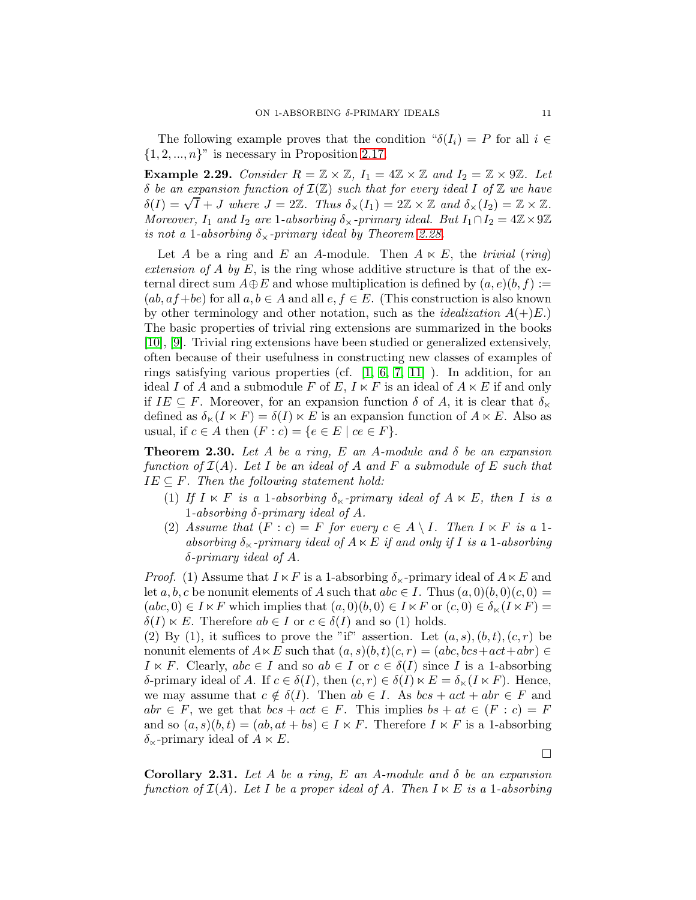The following example proves that the condition "$\delta(I_i) = P$ for all $i \in \{1, 2, ..., n\}$" is necessary in Proposition 2.17.

**Example 2.29.** *Consider $R = \mathbb{Z} \times \mathbb{Z}$, $I_1 = 4\mathbb{Z} \times \mathbb{Z}$ and $I_2 = \mathbb{Z} \times 9\mathbb{Z}$. Let $\delta$ be an expansion function of $\mathcal{I}(\mathbb{Z})$ such that for every ideal $I$ of $\mathbb{Z}$ we have $\delta(I) = \sqrt{I} + J$ where $J = 2\mathbb{Z}$. Thus $\delta_\times(I_1) = 2\mathbb{Z} \times \mathbb{Z}$ and $\delta_\times(I_2) = \mathbb{Z} \times \mathbb{Z}$. Moreover, $I_1$ and $I_2$ are 1-absorbing $\delta_\times$-primary ideal. But $I_1 \cap I_2 = 4\mathbb{Z} \times 9\mathbb{Z}$ is not a 1-absorbing $\delta_\times$-primary ideal by Theorem 2.28.*

Let $A$ be a ring and $E$ an $A$-module. Then $A \ltimes E$, the *trivial* (*ring*) *extension of $A$ by $E$*, is the ring whose additive structure is that of the external direct sum $A \oplus E$ and whose multiplication is defined by $(a, e)(b, f) := (ab, af + be)$ for all $a, b \in A$ and all $e, f \in E$. (This construction is also known by other terminology and other notation, such as the *idealization* $A(+)E$.) The basic properties of trivial ring extensions are summarized in the books [10], [9]. Trivial ring extensions have been studied or generalized extensively, often because of their usefulness in constructing new classes of examples of rings satisfying various properties (cf. [1, 6, 7, 11] ). In addition, for an ideal $I$ of $A$ and a submodule $F$ of $E$, $I \ltimes F$ is an ideal of $A \ltimes E$ if and only if $IE \subseteq F$. Moreover, for an expansion function $\delta$ of $A$, it is clear that $\delta_\ltimes$ defined as $\delta_\ltimes(I \ltimes F) = \delta(I) \ltimes E$ is an expansion function of $A \ltimes E$. Also as usual, if $c \in A$ then $(F : c) = \{e \in E \mid ce \in F\}$.

**Theorem 2.30.** *Let $A$ be a ring, $E$ an $A$-module and $\delta$ be an expansion function of $\mathcal{I}(A)$. Let $I$ be an ideal of $A$ and $F$ a submodule of $E$ such that $IE \subseteq F$. Then the following statement hold:*

1. *If $I \ltimes F$ is a 1-absorbing $\delta_\ltimes$-primary ideal of $A \ltimes E$, then $I$ is a 1-absorbing $\delta$-primary ideal of $A$.*
2. *Assume that $(F : c) = F$ for every $c \in A \setminus I$. Then $I \ltimes F$ is a 1-absorbing $\delta_\ltimes$-primary ideal of $A \ltimes E$ if and only if $I$ is a 1-absorbing $\delta$-primary ideal of $A$.*

*Proof.* (1) Assume that $I \ltimes F$ is a 1-absorbing $\delta_\ltimes$-primary ideal of $A \ltimes E$ and let $a, b, c$ be nonunit elements of $A$ such that $abc \in I$. Thus $(a, 0)(b, 0)(c, 0) = (abc, 0) \in I \ltimes F$ which implies that $(a, 0)(b, 0) \in I \ltimes F$ or $(c, 0) \in \delta_\ltimes(I \ltimes F) = \delta(I) \ltimes E$. Therefore $ab \in I$ or $c \in \delta(I)$ and so (1) holds.
(2) By (1), it suffices to prove the "if" assertion. Let $(a, s), (b, t), (c, r)$ be nonunit elements of $A \ltimes E$ such that $(a, s)(b, t)(c, r) = (abc, bcs + act + abr) \in I \ltimes F$. Clearly, $abc \in I$ and so $ab \in I$ or $c \in \delta(I)$ since $I$ is a 1-absorbing $\delta$-primary ideal of $A$. If $c \in \delta(I)$, then $(c, r) \in \delta(I) \ltimes E = \delta_\ltimes(I \ltimes F)$. Hence, we may assume that $c \notin \delta(I)$. Then $ab \in I$. As $bcs + act + abr \in F$ and $abr \in F$, we get that $bcs + act \in F$. This implies $bs + at \in (F : c) = F$ and so $(a, s)(b, t) = (ab, at + bs) \in I \ltimes F$. Therefore $I \ltimes F$ is a 1-absorbing $\delta_\ltimes$-primary ideal of $A \ltimes E$.

□

**Corollary 2.31.** *Let $A$ be a ring, $E$ an $A$-module and $\delta$ be an expansion function of $\mathcal{I}(A)$. Let $I$ be a proper ideal of $A$. Then $I \ltimes E$ is a 1-absorbing*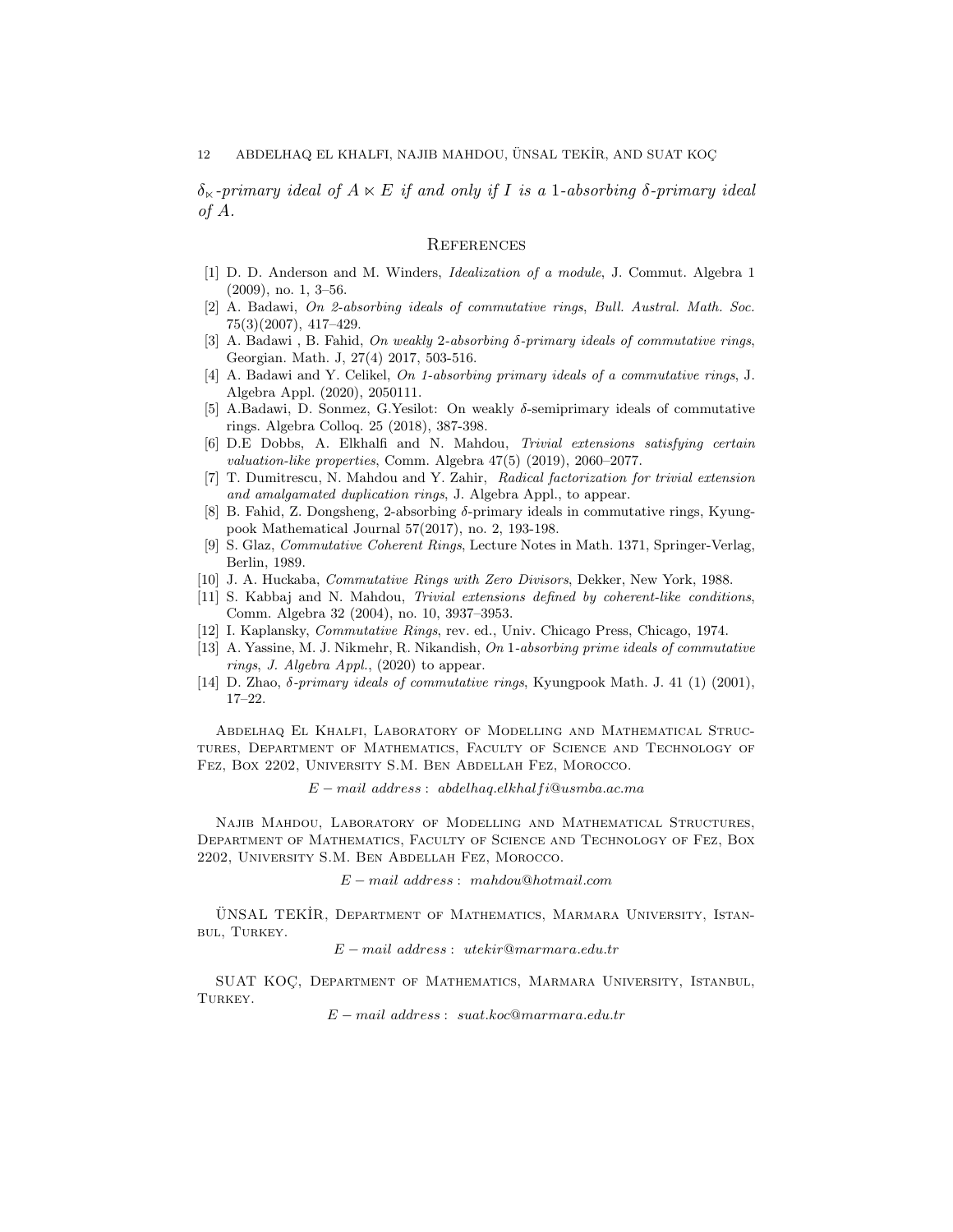*$\delta_{\ltimes}$-primary ideal of $A \ltimes E$ if and only if $I$ is a 1-absorbing $\delta$-primary ideal of $A$.*

## References

[1] D. D. Anderson and M. Winders, *Idealization of a module*, J. Commut. Algebra 1 (2009), no. 1, 3–56.

[2] A. Badawi, *On 2-absorbing ideals of commutative rings*, *Bull. Austral. Math. Soc.* 75(3)(2007), 417–429.

[3] A. Badawi , B. Fahid, *On weakly 2-absorbing $\delta$-primary ideals of commutative rings*, Georgian. Math. J, 27(4) 2017, 503-516.

[4] A. Badawi and Y. Celikel, *On 1-absorbing primary ideals of a commutative rings*, J. Algebra Appl. (2020), 2050111.

[5] A.Badawi, D. Sonmez, G.Yesilot: On weakly $\delta$-semiprimary ideals of commutative rings. Algebra Colloq. 25 (2018), 387-398.

[6] D.E Dobbs, A. Elkhalfi and N. Mahdou, *Trivial extensions satisfying certain valuation-like properties*, Comm. Algebra 47(5) (2019), 2060–2077.

[7] T. Dumitrescu, N. Mahdou and Y. Zahir, *Radical factorization for trivial extension and amalgamated duplication rings*, J. Algebra Appl., to appear.

[8] B. Fahid, Z. Dongsheng, 2-absorbing $\delta$-primary ideals in commutative rings, Kyungpook Mathematical Journal 57(2017), no. 2, 193-198.

[9] S. Glaz, *Commutative Coherent Rings*, Lecture Notes in Math. 1371, Springer-Verlag, Berlin, 1989.

[10] J. A. Huckaba, *Commutative Rings with Zero Divisors*, Dekker, New York, 1988.

[11] S. Kabbaj and N. Mahdou, *Trivial extensions defined by coherent-like conditions*, Comm. Algebra 32 (2004), no. 10, 3937–3953.

[12] I. Kaplansky, *Commutative Rings*, rev. ed., Univ. Chicago Press, Chicago, 1974.

[13] A. Yassine, M. J. Nikmehr, R. Nikandish, *On 1-absorbing prime ideals of commutative rings*, *J. Algebra Appl.*, (2020) to appear.

[14] D. Zhao, *$\delta$-primary ideals of commutative rings*, Kyungpook Math. J. 41 (1) (2001), 17–22.

Abdelhaq El Khalfi, Laboratory of Modelling and Mathematical Structures, Department of Mathematics, Faculty of Science and Technology of Fez, Box 2202, University S.M. Ben Abdellah Fez, Morocco.

*E − mail address* : *abdelhaq.elkhalfi@usmba.ac.ma*

Najib Mahdou, Laboratory of Modelling and Mathematical Structures, Department of Mathematics, Faculty of Science and Technology of Fez, Box 2202, University S.M. Ben Abdellah Fez, Morocco.

*E − mail address* : *mahdou@hotmail.com*

ÜNSAL TEKİR, Department of Mathematics, Marmara University, Istanbul, Turkey.

*E − mail address* : *utekir@marmara.edu.tr*

SUAT KOÇ, Department of Mathematics, Marmara University, Istanbul, Turkey.

*E − mail address* : *suat.koc@marmara.edu.tr*